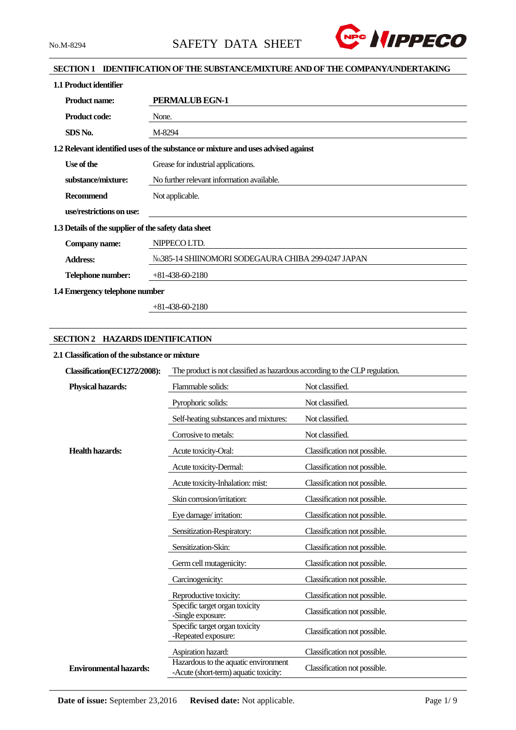No.M-8294

# SAFETY DATA SHEET

## SECTION 1 IDENTIFICATION OF THE SUBSTANCE/MIXTURE AND OF THE COMPANY/UNDERTAKING

### 1.1 Product identifier

| | |
|---|---|
| **Product name:** | **PERMALUB EGN-1** |
| **Product code:** | None. |
| **SDS No.** | M-8294 |

### 1.2 Relevant identified uses of the substance or mixture and uses advised against

| | |
|---|---|
| **Use of the substance/mixture:** | Grease for industrial applications. No further relevant information available. |
| **Recommend use/restrictions on use:** | Not applicable. |

### 1.3 Details of the supplier of the safety data sheet

| | |
|---|---|
| **Company name:** | NIPPECO LTD. |
| **Address:** | №385-14 SHIINOMORI SODEGAURA CHIBA 299-0247 JAPAN |
| **Telephone number:** | +81-438-60-2180 |

### 1.4 Emergency telephone number

+81-438-60-2180

## SECTION 2 HAZARDS IDENTIFICATION

### 2.1 Classification of the substance or mixture

**Classification(EC1272/2008):** The product is not classified as hazardous according to the CLP regulation.

| | | |
|---|---|---|
| **Physical hazards:** | Flammable solids: | Not classified. |
| | Pyrophoric solids: | Not classified. |
| | Self-heating substances and mixtures: | Not classified. |
| | Corrosive to metals: | Not classified. |
| **Health hazards:** | Acute toxicity-Oral: | Classification not possible. |
| | Acute toxicity-Dermal: | Classification not possible. |
| | Acute toxicity-Inhalation: mist: | Classification not possible. |
| | Skin corrosion/irritation: | Classification not possible. |
| | Eye damage/ irritation: | Classification not possible. |
| | Sensitization-Respiratory: | Classification not possible. |
| | Sensitization-Skin: | Classification not possible. |
| | Germ cell mutagenicity: | Classification not possible. |
| | Carcinogenicity: | Classification not possible. |
| | Reproductive toxicity: | Classification not possible. |
| | Specific target organ toxicity -Single exposure: | Classification not possible. |
| | Specific target organ toxicity -Repeated exposure: | Classification not possible. |
| | Aspiration hazard: | Classification not possible. |
| **Environmental hazards:** | Hazardous to the aquatic environment -Acute (short-term) aquatic toxicity: | Classification not possible. |

**Date of issue:** September 23,2016 **Revised date:** Not applicable.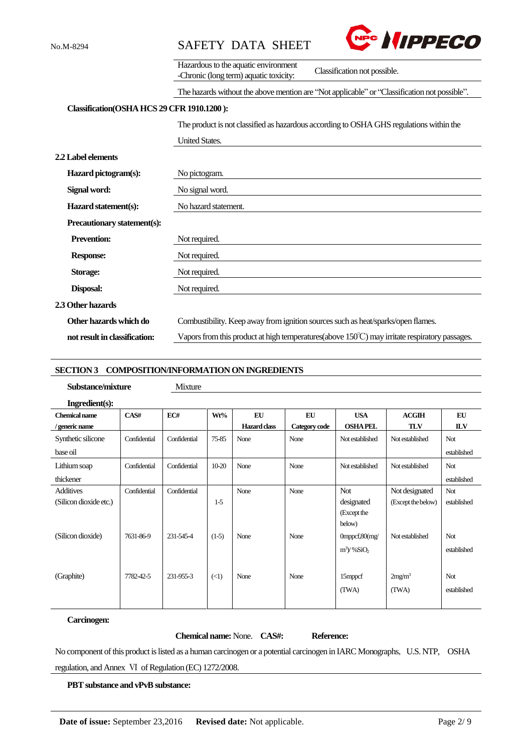| | |
|---|---|
| Hazardous to the aquatic environment -Chronic (long term) aquatic toxicity: | Classification not possible. |

The hazards without the above mention are "Not applicable" or "Classification not possible".

**Classification(OSHA HCS 29 CFR 1910.1200 ):**

The product is not classified as hazardous according to OSHA GHS regulations within the United States.

**2.2 Label elements**

**Hazard pictogram(s):** No pictogram.

**Signal word:** No signal word.

**Hazard statement(s):** No hazard statement.

**Precautionary statement(s):**

**Prevention:** Not required.

**Response:** Not required.

**Storage:** Not required.

**Disposal:** Not required.

**2.3 Other hazards**

**Other hazards which do not result in classification:** Combustibility. Keep away from ignition sources such as heat/sparks/open flames. Vapors from this product at high temperatures(above 150℃) may irritate respiratory passages.

## SECTION 3 COMPOSITION/INFORMATION ON INGREDIENTS

**Substance/mixture** Mixture

**Ingredient(s):**

| Chemical name / generic name | CAS# | EC# | Wt% | EU Hazard class | EU Category code | USA OSHA PEL | ACGIH TLV | EU ILV |
|---|---|---|---|---|---|---|---|---|
| Synthetic silicone base oil | Confidential | Confidential | 75-85 | None | None | Not established | Not established | Not established |
| Lithium soap thickener | Confidential | Confidential | 10-20 | None | None | Not established | Not established | Not established |
| Additives (Silicon dioxide etc.) | Confidential | Confidential | 1-5 | None | None | Not designated (Except the below) | Not designated (Except the below) | Not established |
| (Silicon dioxide) | 7631-86-9 | 231-545-4 | (1-5) | None | None | 0mppcf,80(mg/m$^3$)/ %$SiO_2$ | Not established | Not established |
| (Graphite) | 7782-42-5 | 231-955-3 | (<1) | None | None | 15mppcf (TWA) | 2mg/m$^3$ (TWA) | Not established |

**Carcinogen:**

**Chemical name:** None. **CAS#:** **Reference:**

No component of this product is listed as a human carcinogen or a potential carcinogen in IARC Monographs, U.S. NTP, OSHA regulation, and Annex Ⅵ of Regulation (EC) 1272/2008.

**PBT substance and vPvB substance:**

**Date of issue:** September 23,2016 **Revised date:** Not applicable.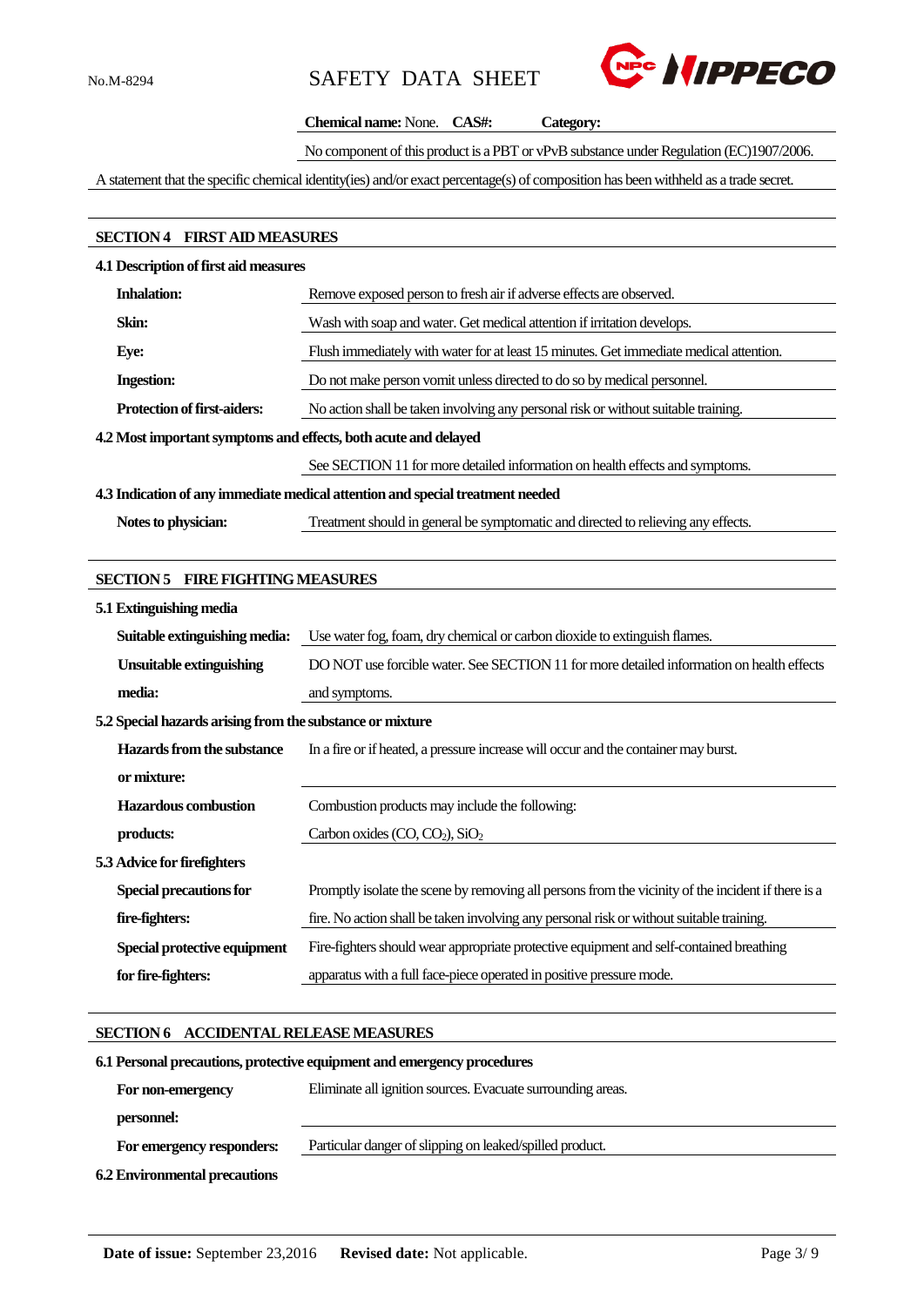**Chemical name:** None. **CAS#:** **Category:**

No component of this product is a PBT or vPvB substance under Regulation (EC)1907/2006.

A statement that the specific chemical identity(ies) and/or exact percentage(s) of composition has been withheld as a trade secret.

## SECTION 4 FIRST AID MEASURES

### 4.1 Description of first aid measures

| | |
|---|---|
| **Inhalation:** | Remove exposed person to fresh air if adverse effects are observed. |
| **Skin:** | Wash with soap and water. Get medical attention if irritation develops. |
| **Eye:** | Flush immediately with water for at least 15 minutes. Get immediate medical attention. |
| **Ingestion:** | Do not make person vomit unless directed to do so by medical personnel. |
| **Protection of first-aiders:** | No action shall be taken involving any personal risk or without suitable training. |

### 4.2 Most important symptoms and effects, both acute and delayed

See SECTION 11 for more detailed information on health effects and symptoms.

### 4.3 Indication of any immediate medical attention and special treatment needed

| | |
|---|---|
| **Notes to physician:** | Treatment should in general be symptomatic and directed to relieving any effects. |

## SECTION 5 FIRE FIGHTING MEASURES

### 5.1 Extinguishing media

| | |
|---|---|
| **Suitable extinguishing media:** | Use water fog, foam, dry chemical or carbon dioxide to extinguish flames. |
| **Unsuitable extinguishing media:** | DO NOT use forcible water. See SECTION 11 for more detailed information on health effects and symptoms. |

### 5.2 Special hazards arising from the substance or mixture

| | |
|---|---|
| **Hazards from the substance or mixture:** | In a fire or if heated, a pressure increase will occur and the container may burst. |
| **Hazardous combustion products:** | Combustion products may include the following: Carbon oxides ($CO$, $CO_2$), $SiO_2$ |

### 5.3 Advice for firefighters

| | |
|---|---|
| **Special precautions for fire-fighters:** | Promptly isolate the scene by removing all persons from the vicinity of the incident if there is a fire. No action shall be taken involving any personal risk or without suitable training. |
| **Special protective equipment for fire-fighters:** | Fire-fighters should wear appropriate protective equipment and self-contained breathing apparatus with a full face-piece operated in positive pressure mode. |

## SECTION 6 ACCIDENTAL RELEASE MEASURES

### 6.1 Personal precautions, protective equipment and emergency procedures

| | |
|---|---|
| **For non-emergency personnel:** | Eliminate all ignition sources. Evacuate surrounding areas. |
| **For emergency responders:** | Particular danger of slipping on leaked/spilled product. |

### 6.2 Environmental precautions

**Date of issue:** September 23,2016 **Revised date:** Not applicable.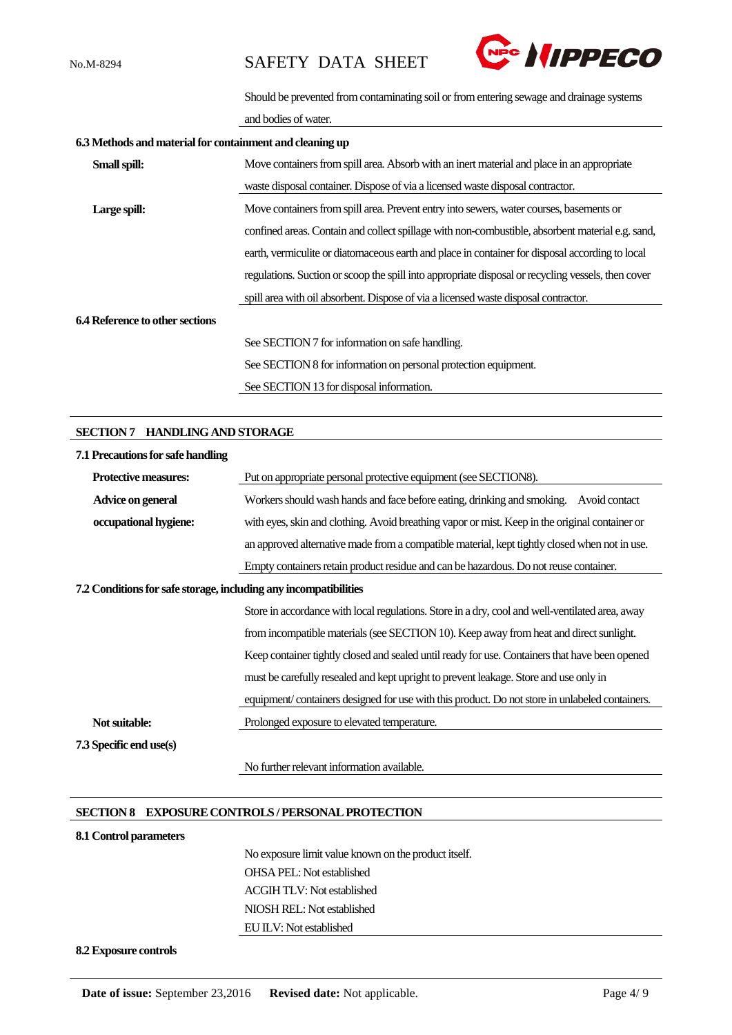Should be prevented from contaminating soil or from entering sewage and drainage systems and bodies of water.

### 6.3 Methods and material for containment and cleaning up

**Small spill:** Move containers from spill area. Absorb with an inert material and place in an appropriate waste disposal container. Dispose of via a licensed waste disposal contractor.

**Large spill:** Move containers from spill area. Prevent entry into sewers, water courses, basements or confined areas. Contain and collect spillage with non-combustible, absorbent material e.g. sand, earth, vermiculite or diatomaceous earth and place in container for disposal according to local regulations. Suction or scoop the spill into appropriate disposal or recycling vessels, then cover spill area with oil absorbent. Dispose of via a licensed waste disposal contractor.

### 6.4 Reference to other sections

See SECTION 7 for information on safe handling.
See SECTION 8 for information on personal protection equipment.
See SECTION 13 for disposal information.

## SECTION 7 HANDLING AND STORAGE

### 7.1 Precautions for safe handling

**Protective measures:** Put on appropriate personal protective equipment (see SECTION8).

**Advice on general occupational hygiene:** Workers should wash hands and face before eating, drinking and smoking. Avoid contact with eyes, skin and clothing. Avoid breathing vapor or mist. Keep in the original container or an approved alternative made from a compatible material, kept tightly closed when not in use. Empty containers retain product residue and can be hazardous. Do not reuse container.

### 7.2 Conditions for safe storage, including any incompatibilities

Store in accordance with local regulations. Store in a dry, cool and well-ventilated area, away from incompatible materials (see SECTION 10). Keep away from heat and direct sunlight. Keep container tightly closed and sealed until ready for use. Containers that have been opened must be carefully resealed and kept upright to prevent leakage. Store and use only in equipment/ containers designed for use with this product. Do not store in unlabeled containers.

**Not suitable:** Prolonged exposure to elevated temperature.

### 7.3 Specific end use(s)

No further relevant information available.

## SECTION 8 EXPOSURE CONTROLS / PERSONAL PROTECTION

### 8.1 Control parameters

No exposure limit value known on the product itself.
OHSA PEL: Not established
ACGIH TLV: Not established
NIOSH REL: Not established
EU ILV: Not established

### 8.2 Exposure controls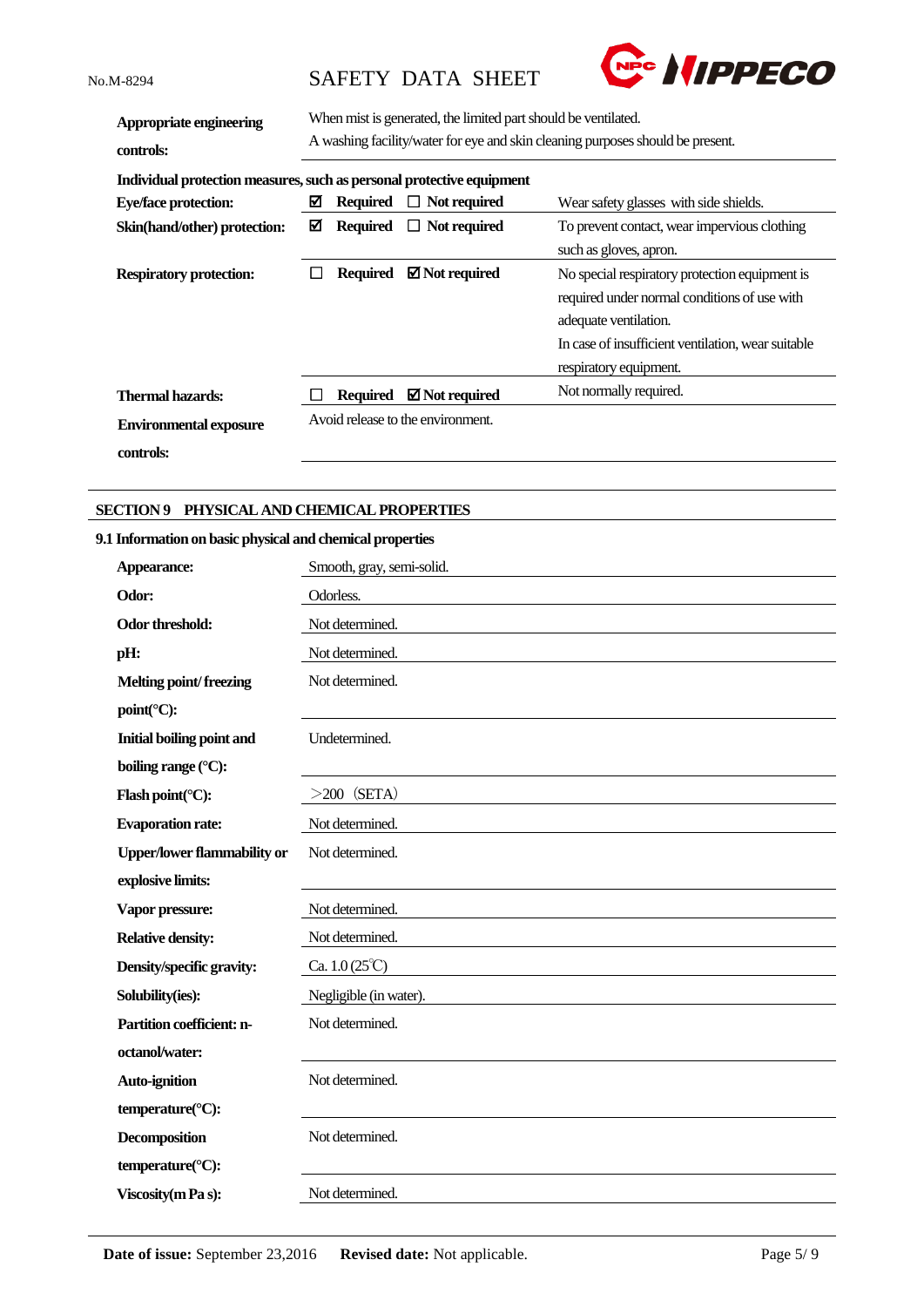| | |
|---|---|
| **Appropriate engineering controls:** | When mist is generated, the limited part should be ventilated.<br>A washing facility/water for eye and skin cleaning purposes should be present. |

**Individual protection measures, such as personal protective equipment**

| | | |
|---|---|---|
| **Eye/face protection:** | ☑ **Required** ☐ **Not required** | Wear safety glasses with side shields. |
| **Skin(hand/other) protection:** | ☑ **Required** ☐ **Not required** | To prevent contact, wear impervious clothing such as gloves, apron. |
| **Respiratory protection:** | ☐ **Required** ☑ **Not required** | No special respiratory protection equipment is required under normal conditions of use with adequate ventilation.<br>In case of insufficient ventilation, wear suitable respiratory equipment. |
| **Thermal hazards:** | ☐ **Required** ☑ **Not required** | Not normally required. |
| **Environmental exposure controls:** | Avoid release to the environment. | |

## SECTION 9 PHYSICAL AND CHEMICAL PROPERTIES

### 9.1 Information on basic physical and chemical properties

| | |
|---|---|
| **Appearance:** | Smooth, gray, semi-solid. |
| **Odor:** | Odorless. |
| **Odor threshold:** | Not determined. |
| **pH:** | Not determined. |
| **Melting point/ freezing point(°C):** | Not determined. |
| **Initial boiling point and boiling range (°C):** | Undetermined. |
| **Flash point(°C):** | ＞200 （SETA） |
| **Evaporation rate:** | Not determined. |
| **Upper/lower flammability or explosive limits:** | Not determined. |
| **Vapor pressure:** | Not determined. |
| **Relative density:** | Not determined. |
| **Density/specific gravity:** | Ca. 1.0 (25℃) |
| **Solubility(ies):** | Negligible (in water). |
| **Partition coefficient: n-octanol/water:** | Not determined. |
| **Auto-ignition temperature(°C):** | Not determined. |
| **Decomposition temperature(°C):** | Not determined. |
| **Viscosity(m Pa s):** | Not determined. |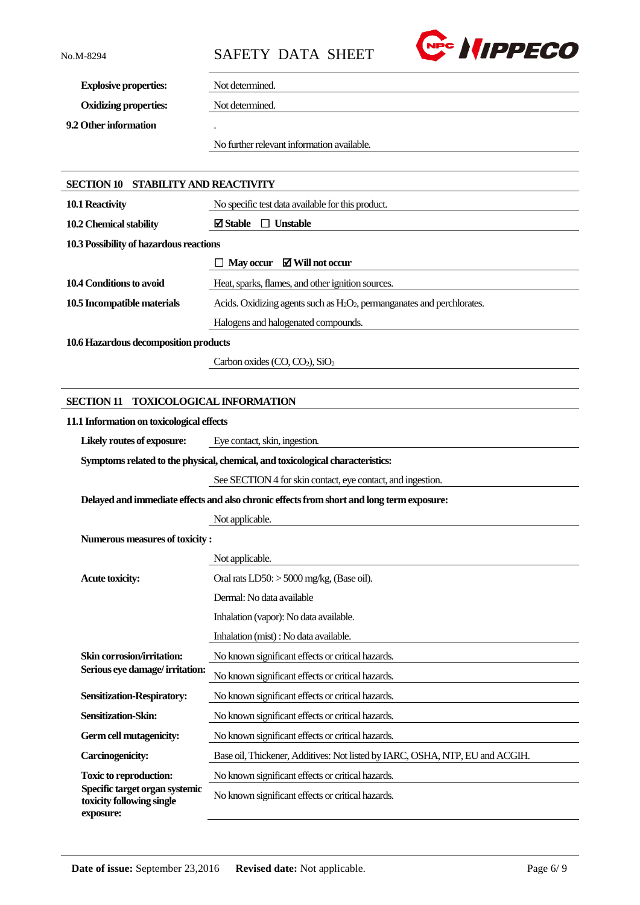| | |
|---|---|
| **Explosive properties:** | Not determined. |
| **Oxidizing properties:** | Not determined. |

**9.2 Other information**

.

No further relevant information available.

## SECTION 10 STABILITY AND REACTIVITY

| | |
|---|---|
| **10.1 Reactivity** | No specific test data available for this product. |
| **10.2 Chemical stability** | ☑ **Stable** ☐ **Unstable** |

**10.3 Possibility of hazardous reactions**

☐ **May occur** ☑ **Will not occur**

| | |
|---|---|
| **10.4 Conditions to avoid** | Heat, sparks, flames, and other ignition sources. |
| **10.5 Incompatible materials** | Acids. Oxidizing agents such as $H_2O_2$, permanganates and perchlorates. |
| | Halogens and halogenated compounds. |

**10.6 Hazardous decomposition products**

Carbon oxides ($CO$, $CO_2$), $SiO_2$

## SECTION 11 TOXICOLOGICAL INFORMATION

**11.1 Information on toxicological effects**

**Likely routes of exposure:** Eye contact, skin, ingestion.

**Symptoms related to the physical, chemical, and toxicological characteristics:**

See SECTION 4 for skin contact, eye contact, and ingestion.

**Delayed and immediate effects and also chronic effects from short and long term exposure:**

Not applicable.

**Numerous measures of toxicity :**

Not applicable.

| | |
|---|---|
| **Acute toxicity:** | Oral rats LD50: > 5000 mg/kg, (Base oil). |
| | Dermal: No data available |
| | Inhalation (vapor): No data available. |
| | Inhalation (mist) : No data available. |
| **Skin corrosion/irritation:** | No known significant effects or critical hazards. |
| **Serious eye damage/ irritation:** | No known significant effects or critical hazards. |
| **Sensitization-Respiratory:** | No known significant effects or critical hazards. |
| **Sensitization-Skin:** | No known significant effects or critical hazards. |
| **Germ cell mutagenicity:** | No known significant effects or critical hazards. |
| **Carcinogenicity:** | Base oil, Thickener, Additives: Not listed by IARC, OSHA, NTP, EU and ACGIH. |
| **Toxic to reproduction:** | No known significant effects or critical hazards. |
| **Specific target organ systemic toxicity following single exposure:** | No known significant effects or critical hazards. |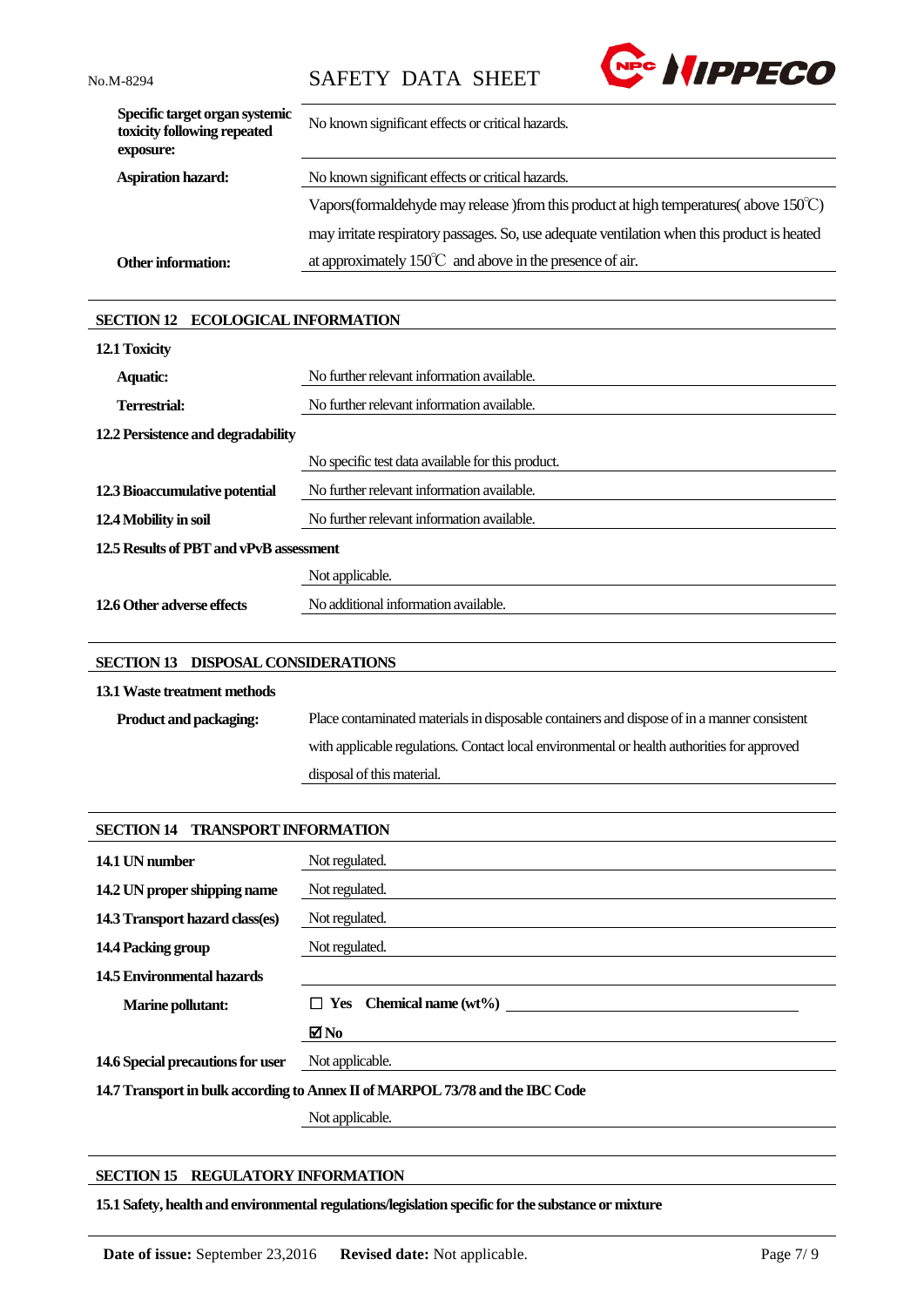**Specific target organ systemic toxicity following repeated exposure:** No known significant effects or critical hazards.

**Aspiration hazard:** No known significant effects or critical hazards.

**Other information:** Vapors(formaldehyde may release )from this product at high temperatures( above 150℃) may irritate respiratory passages. So, use adequate ventilation when this product is heated at approximately 150℃ and above in the presence of air.

## SECTION 12 ECOLOGICAL INFORMATION

### 12.1 Toxicity

**Aquatic:** No further relevant information available.

**Terrestrial:** No further relevant information available.

### 12.2 Persistence and degradability

No specific test data available for this product.

### 12.3 Bioaccumulative potential

No further relevant information available.

### 12.4 Mobility in soil

No further relevant information available.

### 12.5 Results of PBT and vPvB assessment

Not applicable.

### 12.6 Other adverse effects

No additional information available.

## SECTION 13 DISPOSAL CONSIDERATIONS

### 13.1 Waste treatment methods

**Product and packaging:** Place contaminated materials in disposable containers and dispose of in a manner consistent with applicable regulations. Contact local environmental or health authorities for approved disposal of this material.

## SECTION 14 TRANSPORT INFORMATION

**14.1 UN number:** Not regulated.

**14.2 UN proper shipping name:** Not regulated.

**14.3 Transport hazard class(es):** Not regulated.

**14.4 Packing group:** Not regulated.

### 14.5 Environmental hazards

**Marine pollutant:**

☐ **Yes** **Chemical name (wt%)** ____________________

☑ **No**

**14.6 Special precautions for user:** Not applicable.

### 14.7 Transport in bulk according to Annex II of MARPOL 73/78 and the IBC Code

Not applicable.

## SECTION 15 REGULATORY INFORMATION

### 15.1 Safety, health and environmental regulations/legislation specific for the substance or mixture

**Date of issue:** September 23,2016 **Revised date:** Not applicable.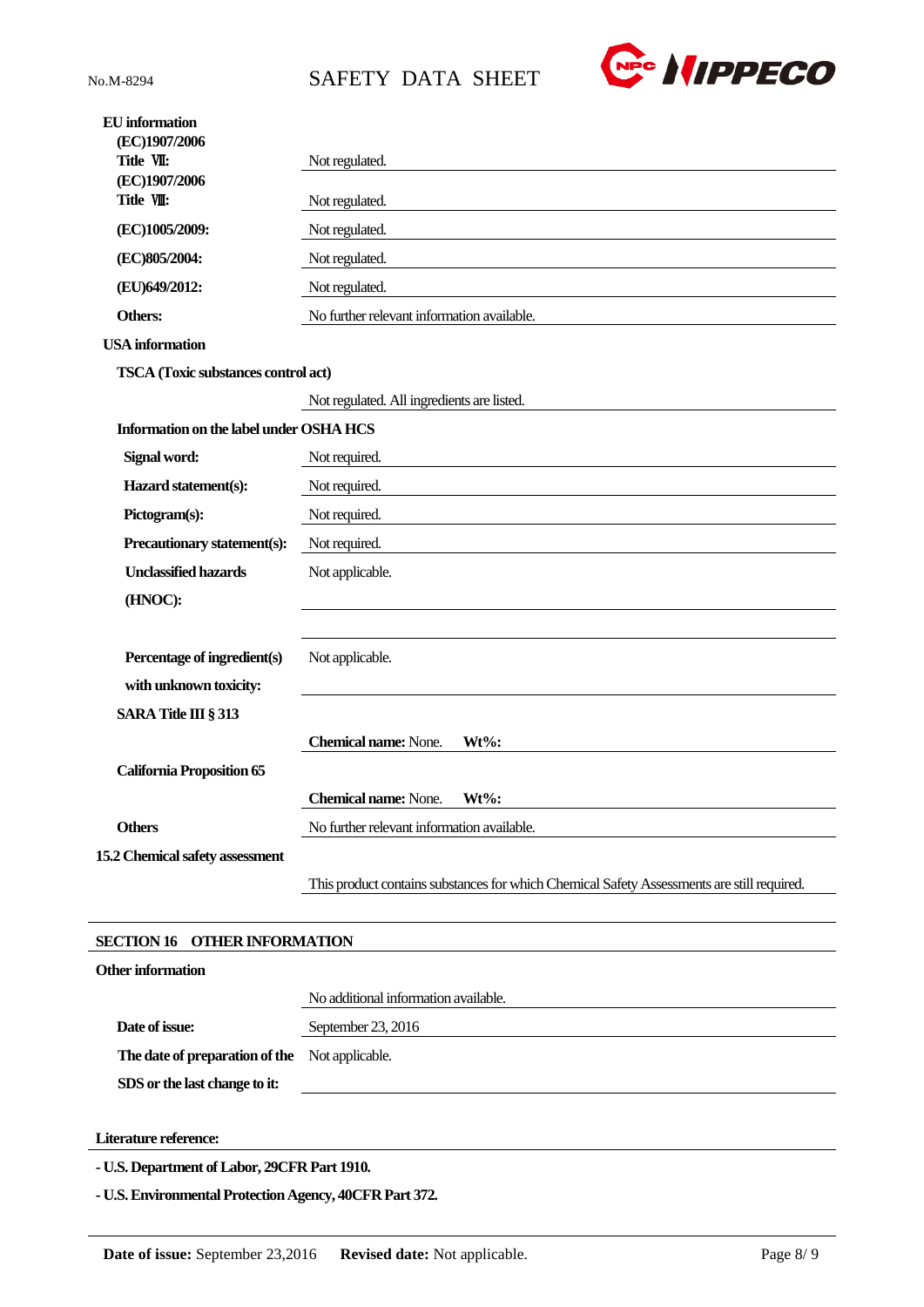**EU information**

| | |
|---|---|
| **(EC)1907/2006 Title Ⅶ:** | Not regulated. |
| **(EC)1907/2006 Title Ⅷ:** | Not regulated. |
| **(EC)1005/2009:** | Not regulated. |
| **(EC)805/2004:** | Not regulated. |
| **(EU)649/2012:** | Not regulated. |
| **Others:** | No further relevant information available. |

**USA information**

**TSCA (Toxic substances control act)**

Not regulated. All ingredients are listed.

**Information on the label under OSHA HCS**

| | |
|---|---|
| **Signal word:** | Not required. |
| **Hazard statement(s):** | Not required. |
| **Pictogram(s):** | Not required. |
| **Precautionary statement(s):** | Not required. |
| **Unclassified hazards (HNOC):** | Not applicable. |
| **Percentage of ingredient(s) with unknown toxicity:** | Not applicable. |

**SARA Title III § 313**

**Chemical name:** None. **Wt%:**

**California Proposition 65**

**Chemical name:** None. **Wt%:**

**Others** — No further relevant information available.

**15.2 Chemical safety assessment**

This product contains substances for which Chemical Safety Assessments are still required.

## SECTION 16 OTHER INFORMATION

**Other information**

No additional information available.

| | |
|---|---|
| **Date of issue:** | September 23, 2016 |
| **The date of preparation of the SDS or the last change to it:** | Not applicable. |

**Literature reference:**

- **U.S. Department of Labor, 29CFR Part 1910.**
- **U.S. Environmental Protection Agency, 40CFR Part 372.**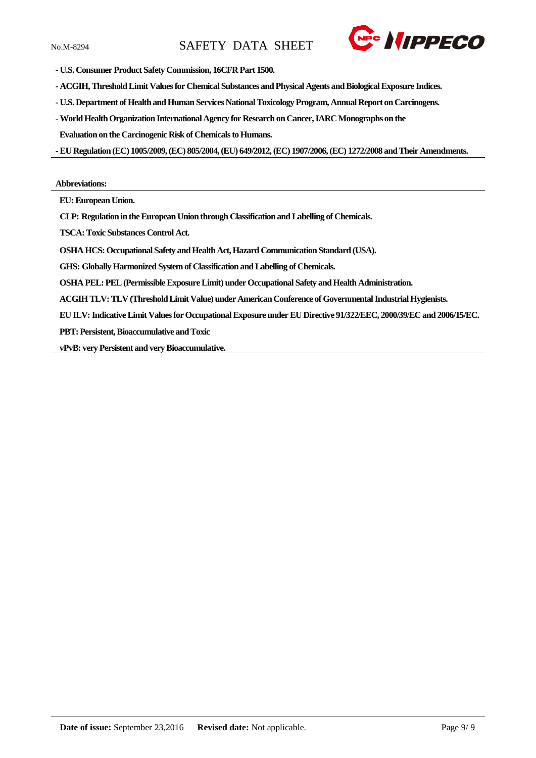- **U.S. Consumer Product Safety Commission, 16CFR Part 1500.**
- **ACGIH, Threshold Limit Values for Chemical Substances and Physical Agents and Biological Exposure Indices.**
- **U.S. Department of Health and Human Services National Toxicology Program, Annual Report on Carcinogens.**
- **World Health Organization International Agency for Research on Cancer, IARC Monographs on the Evaluation on the Carcinogenic Risk of Chemicals to Humans.**
- **EU Regulation (EC) 1005/2009, (EC) 805/2004, (EU) 649/2012, (EC) 1907/2006, (EC) 1272/2008 and Their Amendments.**

**Abbreviations:**

**EU: European Union.**

**CLP: Regulation in the European Union through Classification and Labelling of Chemicals.**

**TSCA: Toxic Substances Control Act.**

**OSHA HCS: Occupational Safety and Health Act, Hazard Communication Standard (USA).**

**GHS: Globally Harmonized System of Classification and Labelling of Chemicals.**

**OSHA PEL: PEL (Permissible Exposure Limit) under Occupational Safety and Health Administration.**

**ACGIH TLV: TLV (Threshold Limit Value) under American Conference of Governmental Industrial Hygienists.**

**EU ILV: Indicative Limit Values for Occupational Exposure under EU Directive 91/322/EEC, 2000/39/EC and 2006/15/EC.**

**PBT: Persistent, Bioaccumulative and Toxic**

**vPvB: very Persistent and very Bioaccumulative.**

**Date of issue:** September 23,2016 **Revised date:** Not applicable.